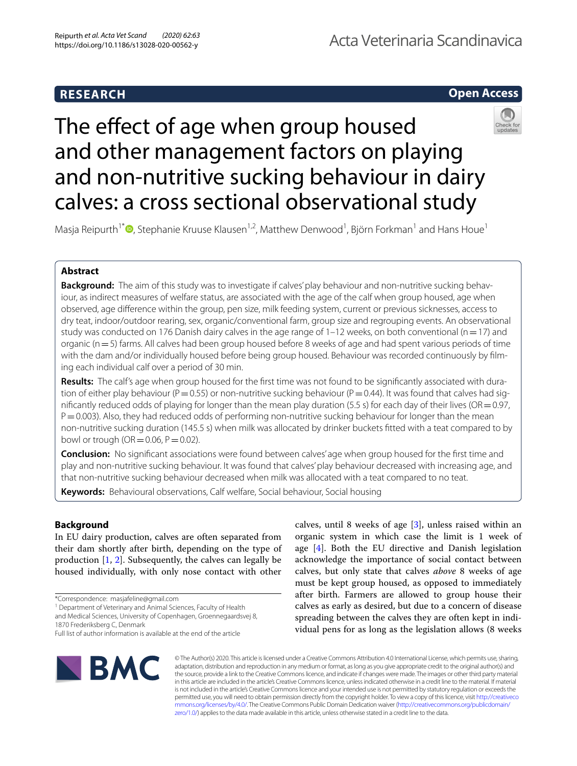RESEARCH

Open Access

# The effect of age when group housed and other management factors on playing and non-nutritive sucking behaviour in dairy calves: a cross sectional observational study

Masja Reipurth[1*], Stephanie Kruuse Klausen[1,2], Matthew Denwood[1], Björn Forkman[1] and Hans Houe[1]

## Abstract

**Background:** The aim of this study was to investigate if calves' play behaviour and non-nutritive sucking behaviour, as indirect measures of welfare status, are associated with the age of the calf when group housed, age when observed, age difference within the group, pen size, milk feeding system, current or previous sicknesses, access to dry teat, indoor/outdoor rearing, sex, organic/conventional farm, group size and regrouping events. An observational study was conducted on 176 Danish dairy calves in the age range of 1–12 weeks, on both conventional (n = 17) and organic (n = 5) farms. All calves had been group housed before 8 weeks of age and had spent various periods of time with the dam and/or individually housed before being group housed. Behaviour was recorded continuously by filming each individual calf over a period of 30 min.

**Results:** The calf's age when group housed for the first time was not found to be significantly associated with duration of either play behaviour (P = 0.55) or non-nutritive sucking behaviour (P = 0.44). It was found that calves had significantly reduced odds of playing for longer than the mean play duration (5.5 s) for each day of their lives (OR = 0.97, P = 0.003). Also, they had reduced odds of performing non-nutritive sucking behaviour for longer than the mean non-nutritive sucking duration (145.5 s) when milk was allocated by drinker buckets fitted with a teat compared to by bowl or trough (OR = 0.06, P = 0.02).

**Conclusion:** No significant associations were found between calves' age when group housed for the first time and play and non-nutritive sucking behaviour. It was found that calves' play behaviour decreased with increasing age, and that non-nutritive sucking behaviour decreased when milk was allocated with a teat compared to no teat.

**Keywords:** Behavioural observations, Calf welfare, Social behaviour, Social housing

## Background

In EU dairy production, calves are often separated from their dam shortly after birth, depending on the type of production [1, 2]. Subsequently, the calves can legally be housed individually, with only nose contact with other calves, until 8 weeks of age [3], unless raised within an organic system in which case the limit is 1 week of age [4]. Both the EU directive and Danish legislation acknowledge the importance of social contact between calves, but only state that calves *above* 8 weeks of age must be kept group housed, as opposed to immediately after birth. Farmers are allowed to group house their calves as early as desired, but due to a concern of disease spreading between the calves they are often kept in individual pens for as long as the legislation allows (8 weeks

*Correspondence: masjafeline@gmail.com
[1] Department of Veterinary and Animal Sciences, Faculty of Health and Medical Sciences, University of Copenhagen, Groennegaardsvej 8, 1870 Frederiksberg C, Denmark
Full list of author information is available at the end of the article

© The Author(s) 2020. This article is licensed under a Creative Commons Attribution 4.0 International License, which permits use, sharing, adaptation, distribution and reproduction in any medium or format, as long as you give appropriate credit to the original author(s) and the source, provide a link to the Creative Commons licence, and indicate if changes were made. The images or other third party material in this article are included in the article's Creative Commons licence, unless indicated otherwise in a credit line to the material. If material is not included in the article's Creative Commons licence and your intended use is not permitted by statutory regulation or exceeds the permitted use, you will need to obtain permission directly from the copyright holder. To view a copy of this licence, visit http://creativecommons.org/licenses/by/4.0/. The Creative Commons Public Domain Dedication waiver (http://creativecommons.org/publicdomain/zero/1.0/) applies to the data made available in this article, unless otherwise stated in a credit line to the data.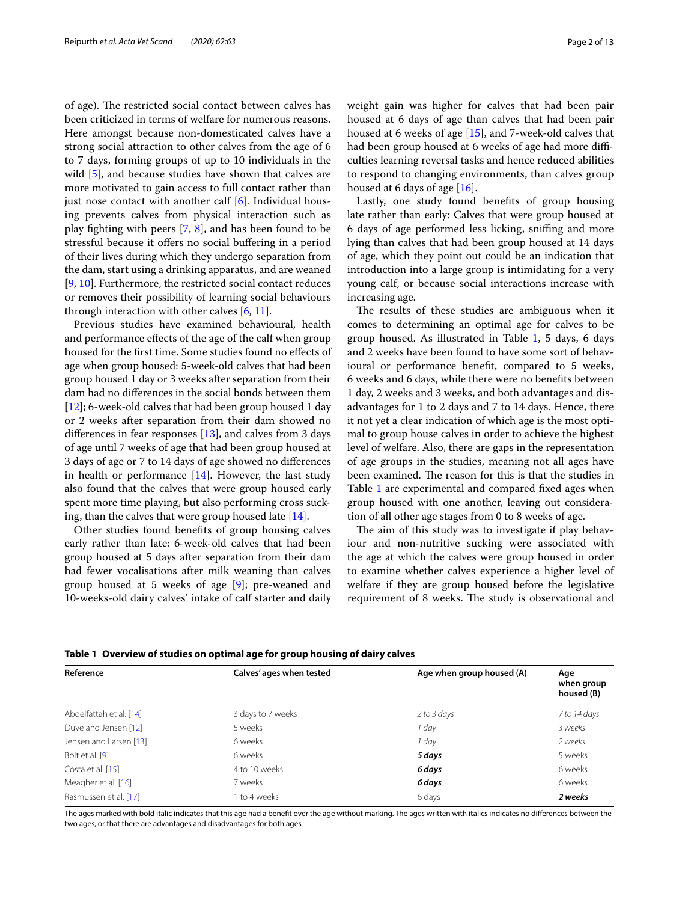of age). The restricted social contact between calves has been criticized in terms of welfare for numerous reasons. Here amongst because non-domesticated calves have a strong social attraction to other calves from the age of 6 to 7 days, forming groups of up to 10 individuals in the wild [5], and because studies have shown that calves are more motivated to gain access to full contact rather than just nose contact with another calf [6]. Individual housing prevents calves from physical interaction such as play fighting with peers [7, 8], and has been found to be stressful because it offers no social buffering in a period of their lives during which they undergo separation from the dam, start using a drinking apparatus, and are weaned [9, 10]. Furthermore, the restricted social contact reduces or removes their possibility of learning social behaviours through interaction with other calves [6, 11].

Previous studies have examined behavioural, health and performance effects of the age of the calf when group housed for the first time. Some studies found no effects of age when group housed: 5-week-old calves that had been group housed 1 day or 3 weeks after separation from their dam had no differences in the social bonds between them [12]; 6-week-old calves that had been group housed 1 day or 2 weeks after separation from their dam showed no differences in fear responses [13], and calves from 3 days of age until 7 weeks of age that had been group housed at 3 days of age or 7 to 14 days of age showed no differences in health or performance [14]. However, the last study also found that the calves that were group housed early spent more time playing, but also performing cross sucking, than the calves that were group housed late [14].

Other studies found benefits of group housing calves early rather than late: 6-week-old calves that had been group housed at 5 days after separation from their dam had fewer vocalisations after milk weaning than calves group housed at 5 weeks of age [9]; pre-weaned and 10-weeks-old dairy calves' intake of calf starter and daily weight gain was higher for calves that had been pair housed at 6 days of age than calves that had been pair housed at 6 weeks of age [15], and 7-week-old calves that had been group housed at 6 weeks of age had more difficulties learning reversal tasks and hence reduced abilities to respond to changing environments, than calves group housed at 6 days of age [16].

Lastly, one study found benefits of group housing late rather than early: Calves that were group housed at 6 days of age performed less licking, sniffing and more lying than calves that had been group housed at 14 days of age, which they point out could be an indication that introduction into a large group is intimidating for a very young calf, or because social interactions increase with increasing age.

The results of these studies are ambiguous when it comes to determining an optimal age for calves to be group housed. As illustrated in Table 1, 5 days, 6 days and 2 weeks have been found to have some sort of behavioural or performance benefit, compared to 5 weeks, 6 weeks and 6 days, while there were no benefits between 1 day, 2 weeks and 3 weeks, and both advantages and disadvantages for 1 to 2 days and 7 to 14 days. Hence, there it not yet a clear indication of which age is the most optimal to group house calves in order to achieve the highest level of welfare. Also, there are gaps in the representation of age groups in the studies, meaning not all ages have been examined. The reason for this is that the studies in Table 1 are experimental and compared fixed ages when group housed with one another, leaving out consideration of all other age stages from 0 to 8 weeks of age.

The aim of this study was to investigate if play behaviour and non-nutritive sucking were associated with the age at which the calves were group housed in order to examine whether calves experience a higher level of welfare if they are group housed before the legislative requirement of 8 weeks. The study is observational and

**Table 1 Overview of studies on optimal age for group housing of dairy calves**

| Reference | Calves' ages when tested | Age when group housed (A) | Age when group housed (B) |
|---|---|---|---|
| Abdelfattah et al. [14] | 3 days to 7 weeks | *2 to 3 days* | *7 to 14 days* |
| Duve and Jensen [12] | 5 weeks | *1 day* | *3 weeks* |
| Jensen and Larsen [13] | 6 weeks | *1 day* | *2 weeks* |
| Bolt et al. [9] | 6 weeks | ***5 days*** | 5 weeks |
| Costa et al. [15] | 4 to 10 weeks | ***6 days*** | 6 weeks |
| Meagher et al. [16] | 7 weeks | ***6 days*** | 6 weeks |
| Rasmussen et al. [17] | 1 to 4 weeks | 6 days | ***2 weeks*** |

The ages marked with bold italic indicates that this age had a benefit over the age without marking. The ages written with italics indicates no differences between the two ages, or that there are advantages and disadvantages for both ages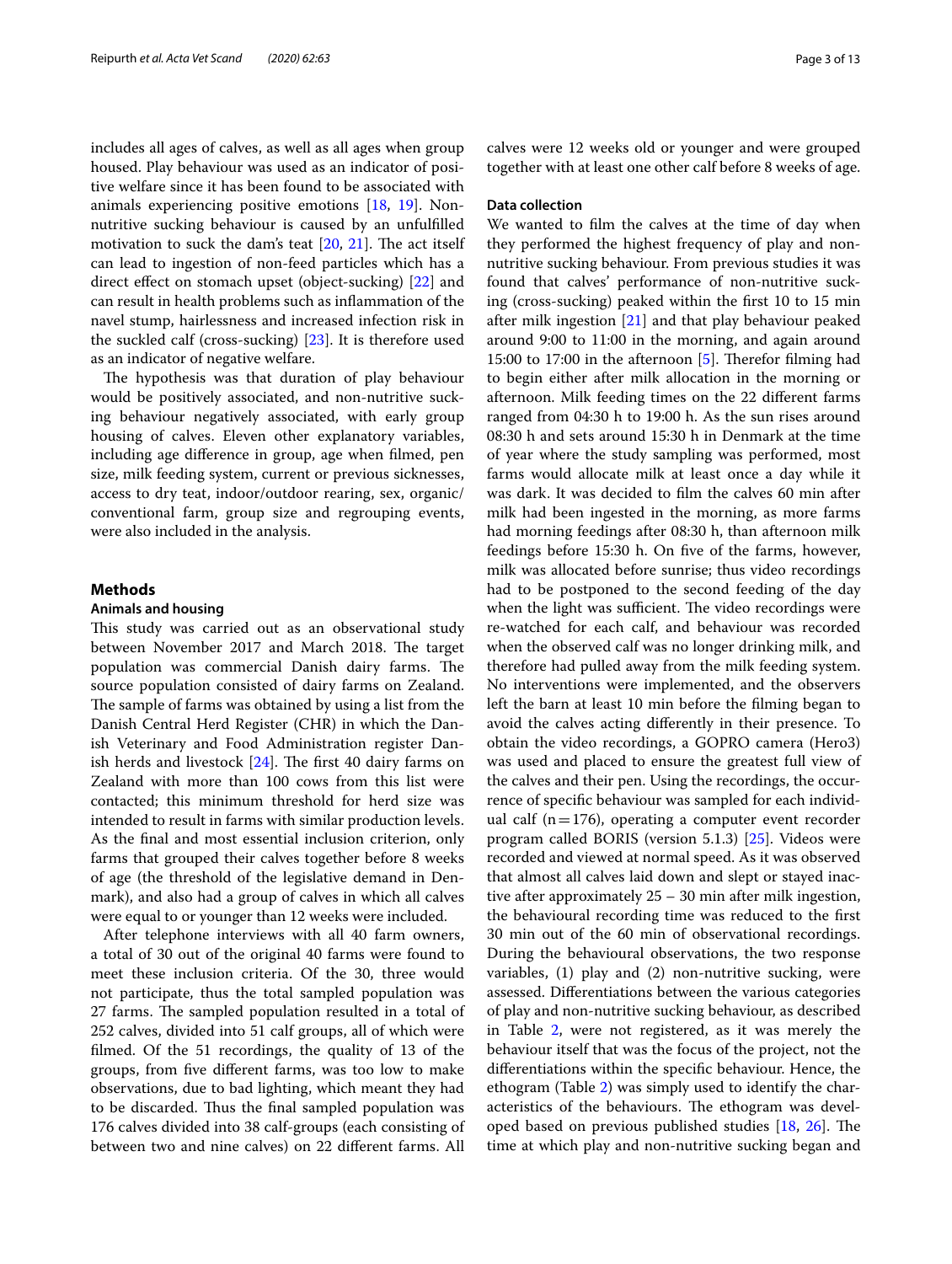includes all ages of calves, as well as all ages when group housed. Play behaviour was used as an indicator of positive welfare since it has been found to be associated with animals experiencing positive emotions [18, 19]. Non-nutritive sucking behaviour is caused by an unfulfilled motivation to suck the dam's teat [20, 21]. The act itself can lead to ingestion of non-feed particles which has a direct effect on stomach upset (object-sucking) [22] and can result in health problems such as inflammation of the navel stump, hairlessness and increased infection risk in the suckled calf (cross-sucking) [23]. It is therefore used as an indicator of negative welfare.

The hypothesis was that duration of play behaviour would be positively associated, and non-nutritive sucking behaviour negatively associated, with early group housing of calves. Eleven other explanatory variables, including age difference in group, age when filmed, pen size, milk feeding system, current or previous sicknesses, access to dry teat, indoor/outdoor rearing, sex, organic/conventional farm, group size and regrouping events, were also included in the analysis.

## Methods

### Animals and housing

This study was carried out as an observational study between November 2017 and March 2018. The target population was commercial Danish dairy farms. The source population consisted of dairy farms on Zealand. The sample of farms was obtained by using a list from the Danish Central Herd Register (CHR) in which the Danish Veterinary and Food Administration register Danish herds and livestock [24]. The first 40 dairy farms on Zealand with more than 100 cows from this list were contacted; this minimum threshold for herd size was intended to result in farms with similar production levels. As the final and most essential inclusion criterion, only farms that grouped their calves together before 8 weeks of age (the threshold of the legislative demand in Denmark), and also had a group of calves in which all calves were equal to or younger than 12 weeks were included.

After telephone interviews with all 40 farm owners, a total of 30 out of the original 40 farms were found to meet these inclusion criteria. Of the 30, three would not participate, thus the total sampled population was 27 farms. The sampled population resulted in a total of 252 calves, divided into 51 calf groups, all of which were filmed. Of the 51 recordings, the quality of 13 of the groups, from five different farms, was too low to make observations, due to bad lighting, which meant they had to be discarded. Thus the final sampled population was 176 calves divided into 38 calf-groups (each consisting of between two and nine calves) on 22 different farms. All calves were 12 weeks old or younger and were grouped together with at least one other calf before 8 weeks of age.

### Data collection

We wanted to film the calves at the time of day when they performed the highest frequency of play and non-nutritive sucking behaviour. From previous studies it was found that calves' performance of non-nutritive sucking (cross-sucking) peaked within the first 10 to 15 min after milk ingestion [21] and that play behaviour peaked around 9:00 to 11:00 in the morning, and again around 15:00 to 17:00 in the afternoon [5]. Therefor filming had to begin either after milk allocation in the morning or afternoon. Milk feeding times on the 22 different farms ranged from 04:30 h to 19:00 h. As the sun rises around 08:30 h and sets around 15:30 h in Denmark at the time of year where the study sampling was performed, most farms would allocate milk at least once a day while it was dark. It was decided to film the calves 60 min after milk had been ingested in the morning, as more farms had morning feedings after 08:30 h, than afternoon milk feedings before 15:30 h. On five of the farms, however, milk was allocated before sunrise; thus video recordings had to be postponed to the second feeding of the day when the light was sufficient. The video recordings were re-watched for each calf, and behaviour was recorded when the observed calf was no longer drinking milk, and therefore had pulled away from the milk feeding system. No interventions were implemented, and the observers left the barn at least 10 min before the filming began to avoid the calves acting differently in their presence. To obtain the video recordings, a GOPRO camera (Hero3) was used and placed to ensure the greatest full view of the calves and their pen. Using the recordings, the occurrence of specific behaviour was sampled for each individual calf ($n = 176$), operating a computer event recorder program called BORIS (version 5.1.3) [25]. Videos were recorded and viewed at normal speed. As it was observed that almost all calves laid down and slept or stayed inactive after approximately 25 – 30 min after milk ingestion, the behavioural recording time was reduced to the first 30 min out of the 60 min of observational recordings. During the behavioural observations, the two response variables, (1) play and (2) non-nutritive sucking, were assessed. Differentiations between the various categories of play and non-nutritive sucking behaviour, as described in Table 2, were not registered, as it was merely the behaviour itself that was the focus of the project, not the differentiations within the specific behaviour. Hence, the ethogram (Table 2) was simply used to identify the characteristics of the behaviours. The ethogram was developed based on previous published studies [18, 26]. The time at which play and non-nutritive sucking began and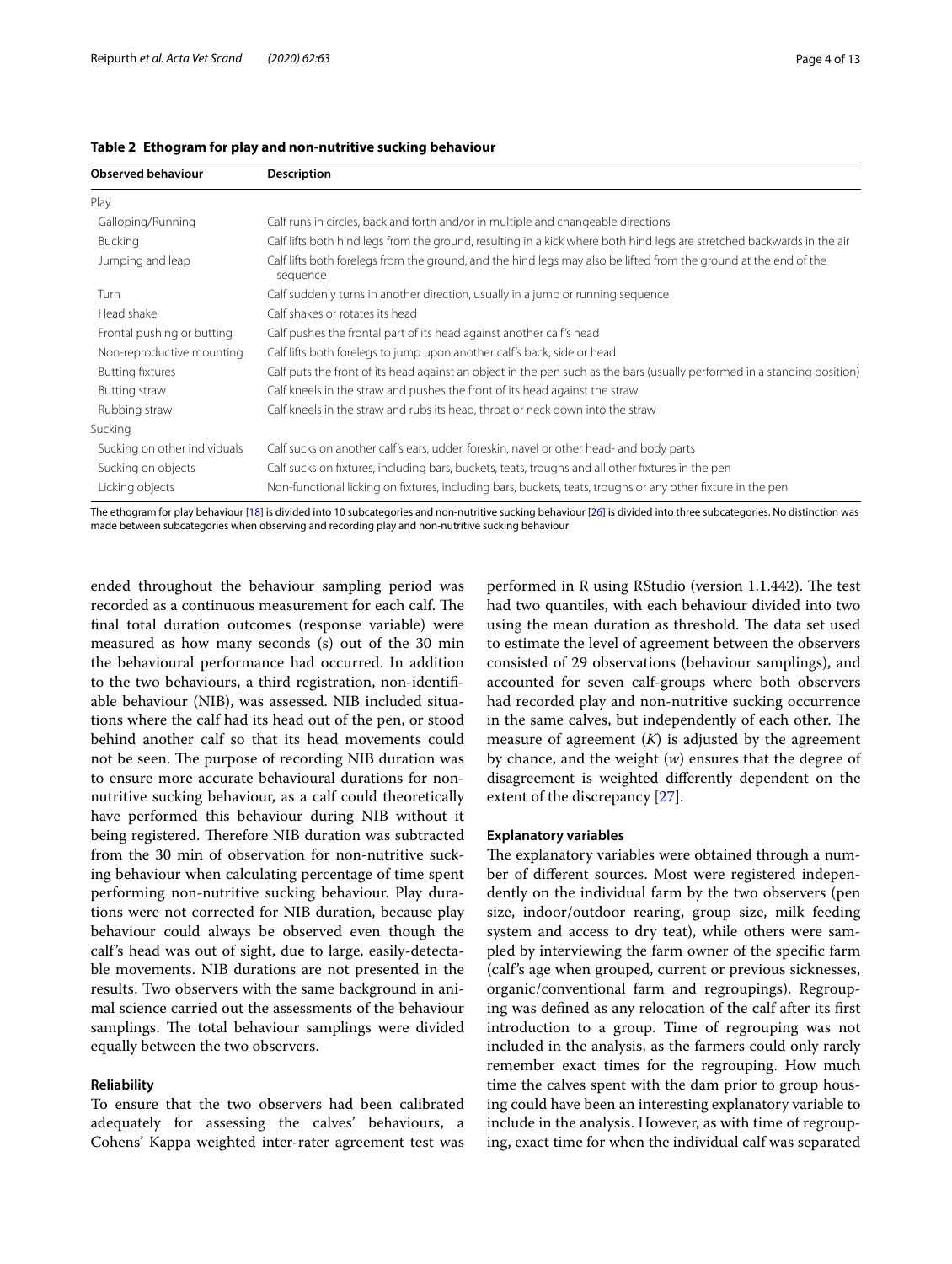**Table 2 Ethogram for play and non-nutritive sucking behaviour**

| Observed behaviour | Description |
| --- | --- |
| Play | |
| Galloping/Running | Calf runs in circles, back and forth and/or in multiple and changeable directions |
| Bucking | Calf lifts both hind legs from the ground, resulting in a kick where both hind legs are stretched backwards in the air |
| Jumping and leap | Calf lifts both forelegs from the ground, and the hind legs may also be lifted from the ground at the end of the sequence |
| Turn | Calf suddenly turns in another direction, usually in a jump or running sequence |
| Head shake | Calf shakes or rotates its head |
| Frontal pushing or butting | Calf pushes the frontal part of its head against another calf's head |
| Non-reproductive mounting | Calf lifts both forelegs to jump upon another calf's back, side or head |
| Butting fixtures | Calf puts the front of its head against an object in the pen such as the bars (usually performed in a standing position) |
| Butting straw | Calf kneels in the straw and pushes the front of its head against the straw |
| Rubbing straw | Calf kneels in the straw and rubs its head, throat or neck down into the straw |
| Sucking | |
| Sucking on other individuals | Calf sucks on another calf's ears, udder, foreskin, navel or other head- and body parts |
| Sucking on objects | Calf sucks on fixtures, including bars, buckets, teats, troughs and all other fixtures in the pen |
| Licking objects | Non-functional licking on fixtures, including bars, buckets, teats, troughs or any other fixture in the pen |

The ethogram for play behaviour [18] is divided into 10 subcategories and non-nutritive sucking behaviour [26] is divided into three subcategories. No distinction was made between subcategories when observing and recording play and non-nutritive sucking behaviour

ended throughout the behaviour sampling period was recorded as a continuous measurement for each calf. The final total duration outcomes (response variable) were measured as how many seconds (s) out of the 30 min the behavioural performance had occurred. In addition to the two behaviours, a third registration, non-identifiable behaviour (NIB), was assessed. NIB included situations where the calf had its head out of the pen, or stood behind another calf so that its head movements could not be seen. The purpose of recording NIB duration was to ensure more accurate behavioural durations for non-nutritive sucking behaviour, as a calf could theoretically have performed this behaviour during NIB without it being registered. Therefore NIB duration was subtracted from the 30 min of observation for non-nutritive sucking behaviour when calculating percentage of time spent performing non-nutritive sucking behaviour. Play durations were not corrected for NIB duration, because play behaviour could always be observed even though the calf's head was out of sight, due to large, easily-detectable movements. NIB durations are not presented in the results. Two observers with the same background in animal science carried out the assessments of the behaviour samplings. The total behaviour samplings were divided equally between the two observers.

#### Reliability

To ensure that the two observers had been calibrated adequately for assessing the calves' behaviours, a Cohens' Kappa weighted inter-rater agreement test was performed in R using RStudio (version 1.1.442). The test had two quantiles, with each behaviour divided into two using the mean duration as threshold. The data set used to estimate the level of agreement between the observers consisted of 29 observations (behaviour samplings), and accounted for seven calf-groups where both observers had recorded play and non-nutritive sucking occurrence in the same calves, but independently of each other. The measure of agreement ($K$) is adjusted by the agreement by chance, and the weight ($w$) ensures that the degree of disagreement is weighted differently dependent on the extent of the discrepancy [27].

#### Explanatory variables

The explanatory variables were obtained through a number of different sources. Most were registered independently on the individual farm by the two observers (pen size, indoor/outdoor rearing, group size, milk feeding system and access to dry teat), while others were sampled by interviewing the farm owner of the specific farm (calf's age when grouped, current or previous sicknesses, organic/conventional farm and regroupings). Regrouping was defined as any relocation of the calf after its first introduction to a group. Time of regrouping was not included in the analysis, as the farmers could only rarely remember exact times for the regrouping. How much time the calves spent with the dam prior to group housing could have been an interesting explanatory variable to include in the analysis. However, as with time of regrouping, exact time for when the individual calf was separated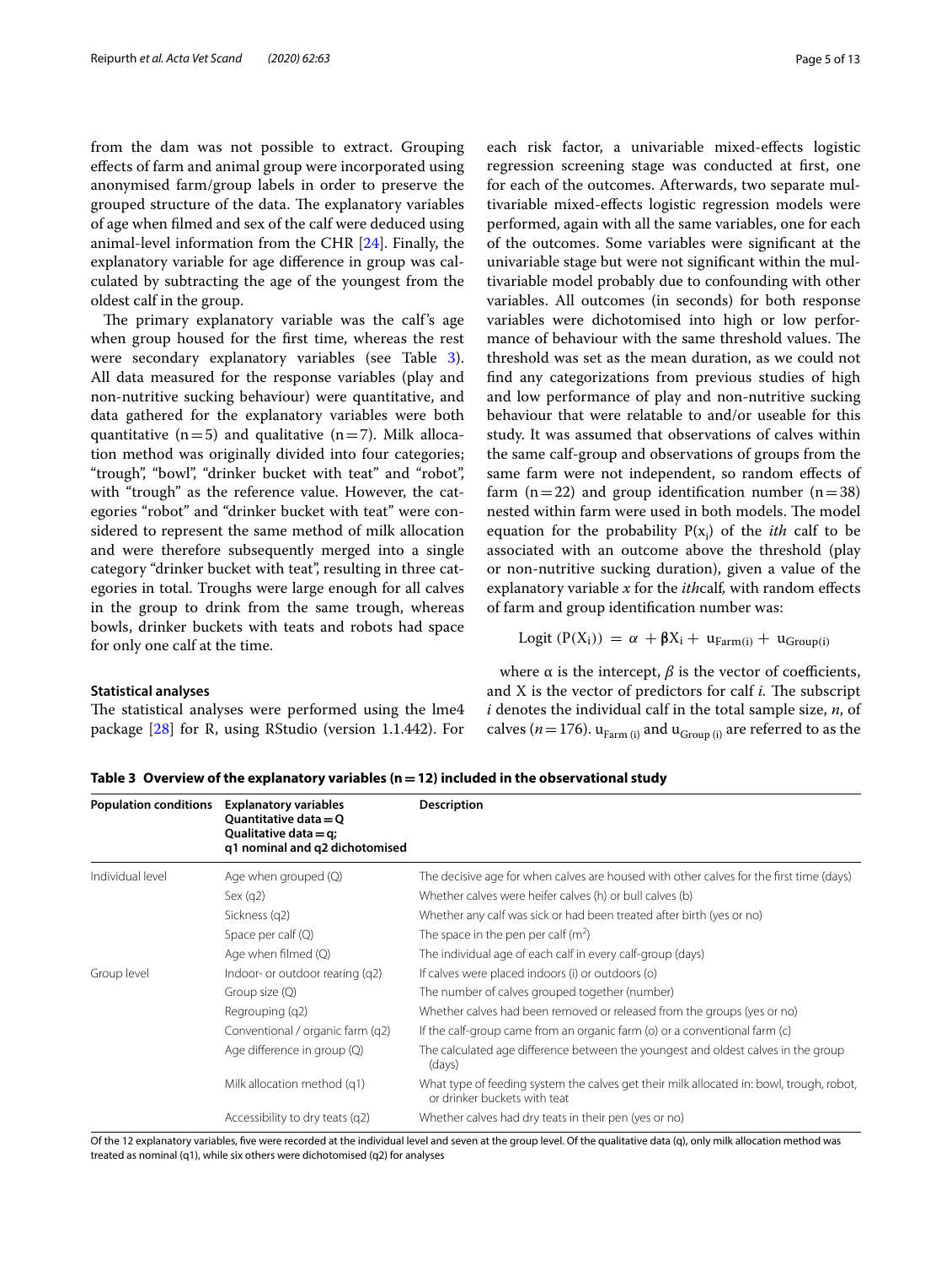from the dam was not possible to extract. Grouping effects of farm and animal group were incorporated using anonymised farm/group labels in order to preserve the grouped structure of the data. The explanatory variables of age when filmed and sex of the calf were deduced using animal-level information from the CHR [24]. Finally, the explanatory variable for age difference in group was calculated by subtracting the age of the youngest from the oldest calf in the group.

The primary explanatory variable was the calf's age when group housed for the first time, whereas the rest were secondary explanatory variables (see Table 3). All data measured for the response variables (play and non-nutritive sucking behaviour) were quantitative, and data gathered for the explanatory variables were both quantitative (n = 5) and qualitative (n = 7). Milk allocation method was originally divided into four categories; "trough", "bowl", "drinker bucket with teat" and "robot", with "trough" as the reference value. However, the categories "robot" and "drinker bucket with teat" were considered to represent the same method of milk allocation and were therefore subsequently merged into a single category "drinker bucket with teat", resulting in three categories in total. Troughs were large enough for all calves in the group to drink from the same trough, whereas bowls, drinker buckets with teats and robots had space for only one calf at the time.

### Statistical analyses

The statistical analyses were performed using the lme4 package [28] for R, using RStudio (version 1.1.442). For each risk factor, a univariable mixed-effects logistic regression screening stage was conducted at first, one for each of the outcomes. Afterwards, two separate multivariable mixed-effects logistic regression models were performed, again with all the same variables, one for each of the outcomes. Some variables were significant at the univariable stage but were not significant within the multivariable model probably due to confounding with other variables. All outcomes (in seconds) for both response variables were dichotomised into high or low performance of behaviour with the same threshold values. The threshold was set as the mean duration, as we could not find any categorizations from previous studies of high and low performance of play and non-nutritive sucking behaviour that were relatable to and/or useable for this study. It was assumed that observations of calves within the same calf-group and observations of groups from the same farm were not independent, so random effects of farm (n = 22) and group identification number (n = 38) nested within farm were used in both models. The model equation for the probability $P(x_i)$ of the *ith* calf to be associated with an outcome above the threshold (play or non-nutritive sucking duration), given a value of the explanatory variable *x* for the *ith* calf, with random effects of farm and group identification number was:

$$\text{Logit}\,(P(X_i)) = \alpha + \boldsymbol{\beta} X_i + u_{\text{Farm}(i)} + u_{\text{Group}(i)}$$

where α is the intercept, $\beta$ is the vector of coefficients, and X is the vector of predictors for calf *i.* The subscript *i* denotes the individual calf in the total sample size, *n*, of calves (*n* = 176). $u_{\text{Farm}\,(i)}$ and $u_{\text{Group}\,(i)}$ are referred to as the

**Table 3 Overview of the explanatory variables (n = 12) included in the observational study**

| Population conditions | Explanatory variables Quantitative data = Q Qualitative data = q; q1 nominal and q2 dichotomised | Description |
|---|---|---|
| Individual level | Age when grouped (Q) | The decisive age for when calves are housed with other calves for the first time (days) |
| | Sex (q2) | Whether calves were heifer calves (h) or bull calves (b) |
| | Sickness (q2) | Whether any calf was sick or had been treated after birth (yes or no) |
| | Space per calf (Q) | The space in the pen per calf (m$^2$) |
| | Age when filmed (Q) | The individual age of each calf in every calf-group (days) |
| Group level | Indoor- or outdoor rearing (q2) | If calves were placed indoors (i) or outdoors (o) |
| | Group size (Q) | The number of calves grouped together (number) |
| | Regrouping (q2) | Whether calves had been removed or released from the groups (yes or no) |
| | Conventional / organic farm (q2) | If the calf-group came from an organic farm (o) or a conventional farm (c) |
| | Age difference in group (Q) | The calculated age difference between the youngest and oldest calves in the group (days) |
| | Milk allocation method (q1) | What type of feeding system the calves get their milk allocated in: bowl, trough, robot, or drinker buckets with teat |
| | Accessibility to dry teats (q2) | Whether calves had dry teats in their pen (yes or no) |

Of the 12 explanatory variables, five were recorded at the individual level and seven at the group level. Of the qualitative data (q), only milk allocation method was treated as nominal (q1), while six others were dichotomised (q2) for analyses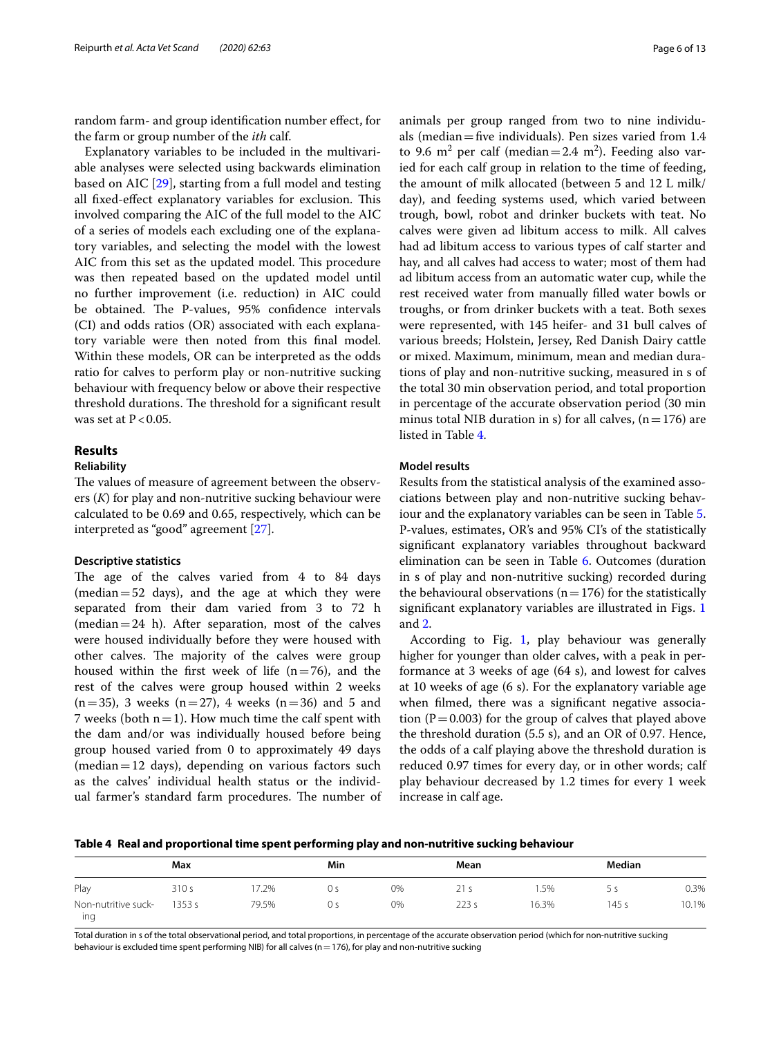random farm- and group identification number effect, for the farm or group number of the *ith* calf.

Explanatory variables to be included in the multivariable analyses were selected using backwards elimination based on AIC [29], starting from a full model and testing all fixed-effect explanatory variables for exclusion. This involved comparing the AIC of the full model to the AIC of a series of models each excluding one of the explanatory variables, and selecting the model with the lowest AIC from this set as the updated model. This procedure was then repeated based on the updated model until no further improvement (i.e. reduction) in AIC could be obtained. The P-values, 95% confidence intervals (CI) and odds ratios (OR) associated with each explanatory variable were then noted from this final model. Within these models, OR can be interpreted as the odds ratio for calves to perform play or non-nutritive sucking behaviour with frequency below or above their respective threshold durations. The threshold for a significant result was set at $P < 0.05$.

## Results

### Reliability

The values of measure of agreement between the observers ($K$) for play and non-nutritive sucking behaviour were calculated to be 0.69 and 0.65, respectively, which can be interpreted as "good" agreement [27].

### Descriptive statistics

The age of the calves varied from 4 to 84 days (median = 52 days), and the age at which they were separated from their dam varied from 3 to 72 h (median = 24 h). After separation, most of the calves were housed individually before they were housed with other calves. The majority of the calves were group housed within the first week of life (n = 76), and the rest of the calves were group housed within 2 weeks (n = 35), 3 weeks (n = 27), 4 weeks (n = 36) and 5 and 7 weeks (both n = 1). How much time the calf spent with the dam and/or was individually housed before being group housed varied from 0 to approximately 49 days (median = 12 days), depending on various factors such as the calves' individual health status or the individual farmer's standard farm procedures. The number of animals per group ranged from two to nine individuals (median = five individuals). Pen sizes varied from 1.4 to 9.6 $m^2$ per calf (median = 2.4 $m^2$). Feeding also varied for each calf group in relation to the time of feeding, the amount of milk allocated (between 5 and 12 L milk/day), and feeding systems used, which varied between trough, bowl, robot and drinker buckets with teat. No calves were given ad libitum access to milk. All calves had ad libitum access to various types of calf starter and hay, and all calves had access to water; most of them had ad libitum access from an automatic water cup, while the rest received water from manually filled water bowls or troughs, or from drinker buckets with a teat. Both sexes were represented, with 145 heifer- and 31 bull calves of various breeds; Holstein, Jersey, Red Danish Dairy cattle or mixed. Maximum, minimum, mean and median durations of play and non-nutritive sucking, measured in s of the total 30 min observation period, and total proportion in percentage of the accurate observation period (30 min minus total NIB duration in s) for all calves, (n = 176) are listed in Table 4.

### Model results

Results from the statistical analysis of the examined associations between play and non-nutritive sucking behaviour and the explanatory variables can be seen in Table 5. P-values, estimates, OR's and 95% CI's of the statistically significant explanatory variables throughout backward elimination can be seen in Table 6. Outcomes (duration in s of play and non-nutritive sucking) recorded during the behavioural observations (n = 176) for the statistically significant explanatory variables are illustrated in Figs. 1 and 2.

According to Fig. 1, play behaviour was generally higher for younger than older calves, with a peak in performance at 3 weeks of age (64 s), and lowest for calves at 10 weeks of age (6 s). For the explanatory variable age when filmed, there was a significant negative association ($P = 0.003$) for the group of calves that played above the threshold duration (5.5 s), and an OR of 0.97. Hence, the odds of a calf playing above the threshold duration is reduced 0.97 times for every day, or in other words; calf play behaviour decreased by 1.2 times for every 1 week increase in calf age.

**Table 4 Real and proportional time spent performing play and non-nutritive sucking behaviour**

| | Max | | Min | | Mean | | Median | |
|---|---|---|---|---|---|---|---|---|
| Play | 310 s | 17.2% | 0 s | 0% | 21 s | 1.5% | 5 s | 0.3% |
| Non-nutritive sucking | 1353 s | 79.5% | 0 s | 0% | 223 s | 16.3% | 145 s | 10.1% |

Total duration in s of the total observational period, and total proportions, in percentage of the accurate observation period (which for non-nutritive sucking behaviour is excluded time spent performing NIB) for all calves (n = 176), for play and non-nutritive sucking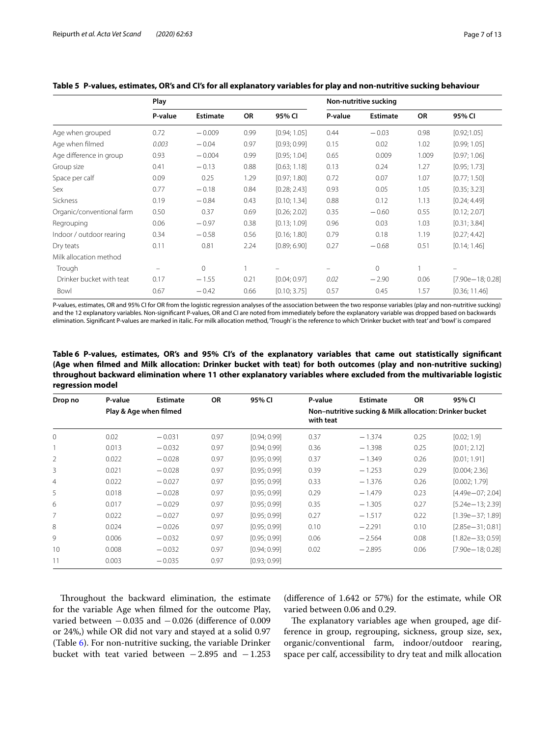**Table 5 P-values, estimates, OR's and CI's for all explanatory variables for play and non-nutritive sucking behaviour**

| | Play | | | | Non-nutritive sucking | | | |
|---|---|---|---|---|---|---|---|---|
| | P-value | Estimate | OR | 95% CI | P-value | Estimate | OR | 95% CI |
| Age when grouped | 0.72 | −0.009 | 0.99 | [0.94; 1.05] | 0.44 | −0.03 | 0.98 | [0.92;1.05] |
| Age when filmed | *0.003* | −0.04 | 0.97 | [0.93; 0.99] | 0.15 | 0.02 | 1.02 | [0.99; 1.05] |
| Age difference in group | 0.93 | −0.004 | 0.99 | [0.95; 1.04] | 0.65 | 0.009 | 1.009 | [0.97; 1.06] |
| Group size | 0.41 | −0.13 | 0.88 | [0.63; 1.18] | 0.13 | 0.24 | 1.27 | [0.95; 1.73] |
| Space per calf | 0.09 | 0.25 | 1.29 | [0.97; 1.80] | 0.72 | 0.07 | 1.07 | [0.77; 1.50] |
| Sex | 0.77 | −0.18 | 0.84 | [0.28; 2.43] | 0.93 | 0.05 | 1.05 | [0.35; 3.23] |
| Sickness | 0.19 | −0.84 | 0.43 | [0.10; 1.34] | 0.88 | 0.12 | 1.13 | [0.24; 4.49] |
| Organic/conventional farm | 0.50 | 0.37 | 0.69 | [0.26; 2.02] | 0.35 | −0.60 | 0.55 | [0.12; 2.07] |
| Regrouping | 0.06 | −0.97 | 0.38 | [0.13; 1.09] | 0.96 | 0.03 | 1.03 | [0.31; 3.84] |
| Indoor / outdoor rearing | 0.34 | −0.58 | 0.56 | [0.16; 1.80] | 0.79 | 0.18 | 1.19 | [0.27; 4.42] |
| Dry teats | 0.11 | 0.81 | 2.24 | [0.89; 6.90] | 0.27 | −0.68 | 0.51 | [0.14; 1.46] |
| Milk allocation method | | | | | | | | |
| Trough | – | 0 | 1 | – | – | 0 | 1 | – |
| Drinker bucket with teat | 0.17 | −1.55 | 0.21 | [0.04; 0.97] | *0.02* | −2.90 | 0.06 | [7.90e−18; 0.28] |
| Bowl | 0.67 | −0.42 | 0.66 | [0.10; 3.75] | 0.57 | 0.45 | 1.57 | [0.36; 11.46] |

P-values, estimates, OR and 95% CI for OR from the logistic regression analyses of the association between the two response variables (play and non-nutritive sucking) and the 12 explanatory variables. Non-significant P-values, OR and CI are noted from immediately before the explanatory variable was dropped based on backwards elimination. Significant P-values are marked in italic. For milk allocation method, 'Trough' is the reference to which 'Drinker bucket with teat' and 'bowl' is compared

**Table 6 P-values, estimates, OR's and 95% CI's of the explanatory variables that came out statistically significant (Age when filmed and Milk allocation: Drinker bucket with teat) for both outcomes (play and non-nutritive sucking) throughout backward elimination where 11 other explanatory variables where excluded from the multivariable logistic regression model**

| Drop no | P-value | Estimate | OR | 95% CI | P-value | Estimate | OR | 95% CI |
|---|---|---|---|---|---|---|---|---|
| | Play & Age when filmed | | | | Non–nutritive sucking & Milk allocation: Drinker bucket with teat | | | |
| 0 | 0.02 | −0.031 | 0.97 | [0.94; 0.99] | 0.37 | −1.374 | 0.25 | [0.02; 1.9] |
| 1 | 0.013 | −0.032 | 0.97 | [0.94; 0.99] | 0.36 | −1.398 | 0.25 | [0.01; 2.12] |
| 2 | 0.022 | −0.028 | 0.97 | [0.95; 0.99] | 0.37 | −1.349 | 0.26 | [0.01; 1.91] |
| 3 | 0.021 | −0.028 | 0.97 | [0.95; 0.99] | 0.39 | −1.253 | 0.29 | [0.004; 2.36] |
| 4 | 0.022 | −0.027 | 0.97 | [0.95; 0.99] | 0.33 | −1.376 | 0.26 | [0.002; 1.79] |
| 5 | 0.018 | −0.028 | 0.97 | [0.95; 0.99] | 0.29 | −1.479 | 0.23 | [4.49e−07; 2.04] |
| 6 | 0.017 | −0.029 | 0.97 | [0.95; 0.99] | 0.35 | −1.305 | 0.27 | [5.24e−13; 2.39] |
| 7 | 0.022 | −0.027 | 0.97 | [0.95; 0.99] | 0.27 | −1.517 | 0.22 | [1.39e−37; 1.89] |
| 8 | 0.024 | −0.026 | 0.97 | [0.95; 0.99] | 0.10 | −2.291 | 0.10 | [2.85e−31; 0.81] |
| 9 | 0.006 | −0.032 | 0.97 | [0.95; 0.99] | 0.06 | −2.564 | 0.08 | [1.82e−33; 0.59] |
| 10 | 0.008 | −0.032 | 0.97 | [0.94; 0.99] | 0.02 | −2.895 | 0.06 | [7.90e−18; 0.28] |
| 11 | 0.003 | −0.035 | 0.97 | [0.93; 0.99] | | | | |

Throughout the backward elimination, the estimate for the variable Age when filmed for the outcome Play, varied between −0.035 and −0.026 (difference of 0.009 or 24%,) while OR did not vary and stayed at a solid 0.97 (Table 6). For non-nutritive sucking, the variable Drinker bucket with teat varied between −2.895 and −1.253 (difference of 1.642 or 57%) for the estimate, while OR varied between 0.06 and 0.29.

The explanatory variables age when grouped, age difference in group, regrouping, sickness, group size, sex, organic/conventional farm, indoor/outdoor rearing, space per calf, accessibility to dry teat and milk allocation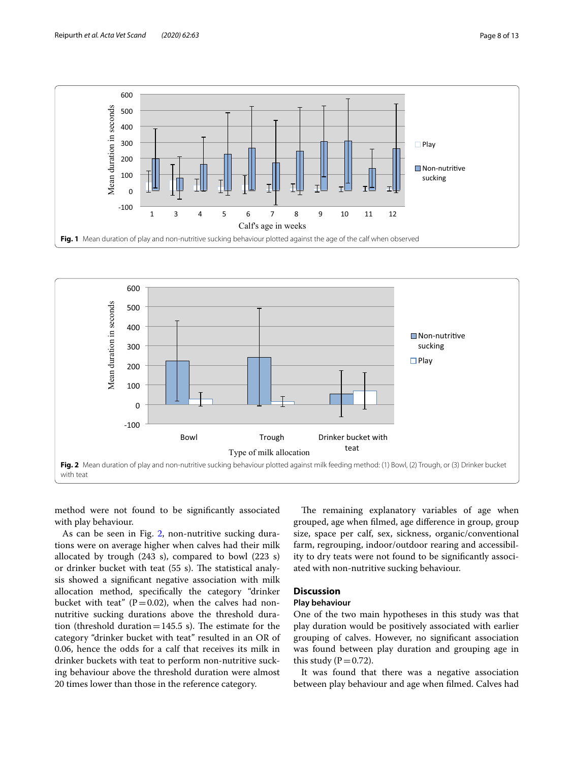Fig. 1 Mean duration of play and non-nutritive sucking behaviour plotted against the age of the calf when observed

Fig. 2 Mean duration of play and non-nutritive sucking behaviour plotted against milk feeding method: (1) Bowl, (2) Trough, or (3) Drinker bucket with teat

method were not found to be significantly associated with play behaviour.

As can be seen in Fig. 2, non-nutritive sucking durations were on average higher when calves had their milk allocated by trough (243 s), compared to bowl (223 s) or drinker bucket with teat (55 s). The statistical analysis showed a significant negative association with milk allocation method, specifically the category "drinker bucket with teat" ($P=0.02$), when the calves had non-nutritive sucking durations above the threshold duration (threshold duration = 145.5 s). The estimate for the category "drinker bucket with teat" resulted in an OR of 0.06, hence the odds for a calf that receives its milk in drinker buckets with teat to perform non-nutritive sucking behaviour above the threshold duration were almost 20 times lower than those in the reference category.

The remaining explanatory variables of age when grouped, age when filmed, age difference in group, group size, space per calf, sex, sickness, organic/conventional farm, regrouping, indoor/outdoor rearing and accessibility to dry teats were not found to be significantly associated with non-nutritive sucking behaviour.

## Discussion

### Play behaviour

One of the two main hypotheses in this study was that play duration would be positively associated with earlier grouping of calves. However, no significant association was found between play duration and grouping age in this study ($P=0.72$).

It was found that there was a negative association between play behaviour and age when filmed. Calves had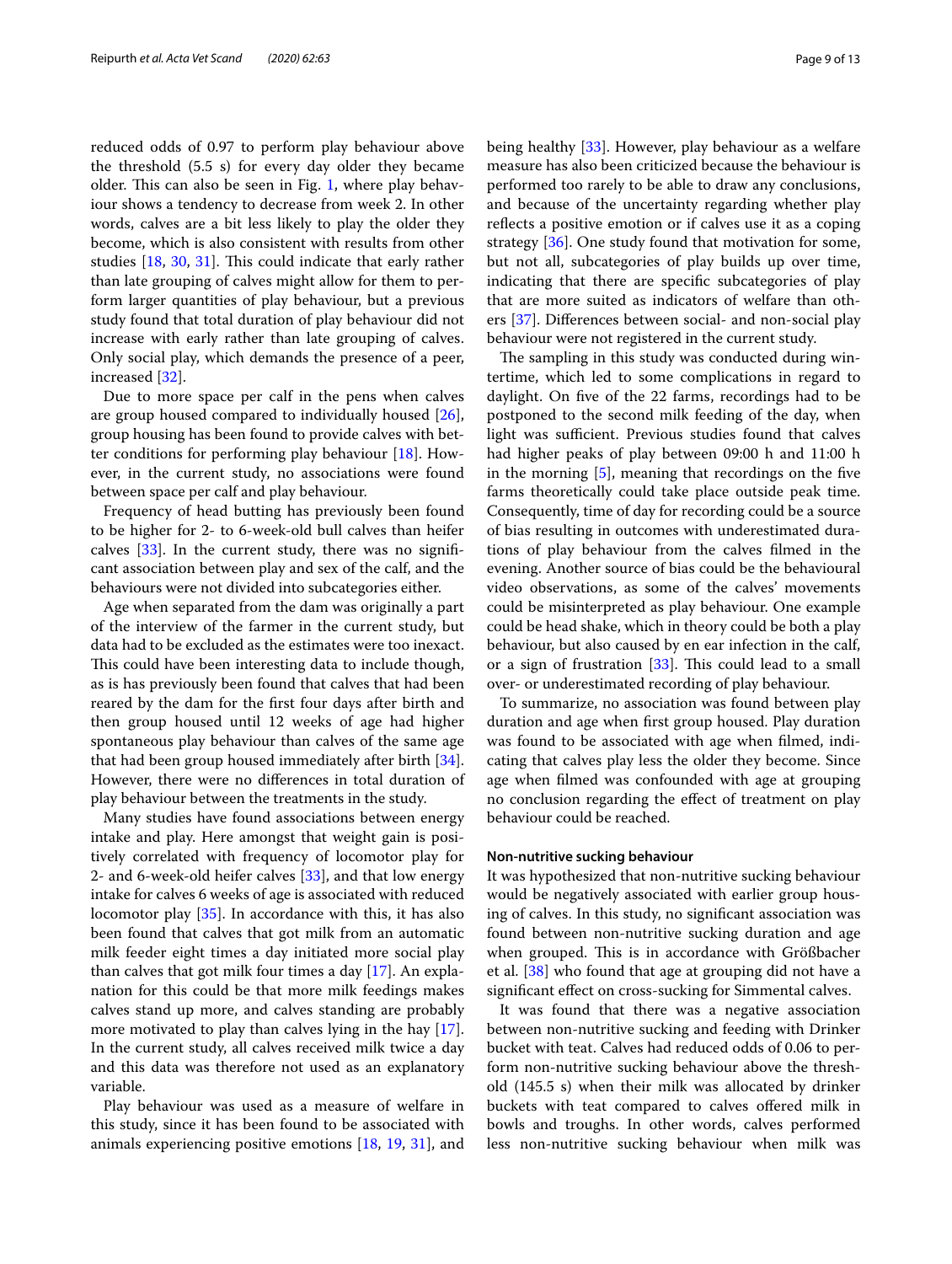reduced odds of 0.97 to perform play behaviour above the threshold (5.5 s) for every day older they became older. This can also be seen in Fig. 1, where play behaviour shows a tendency to decrease from week 2. In other words, calves are a bit less likely to play the older they become, which is also consistent with results from other studies [18, 30, 31]. This could indicate that early rather than late grouping of calves might allow for them to perform larger quantities of play behaviour, but a previous study found that total duration of play behaviour did not increase with early rather than late grouping of calves. Only social play, which demands the presence of a peer, increased [32].

Due to more space per calf in the pens when calves are group housed compared to individually housed [26], group housing has been found to provide calves with better conditions for performing play behaviour [18]. However, in the current study, no associations were found between space per calf and play behaviour.

Frequency of head butting has previously been found to be higher for 2- to 6-week-old bull calves than heifer calves [33]. In the current study, there was no significant association between play and sex of the calf, and the behaviours were not divided into subcategories either.

Age when separated from the dam was originally a part of the interview of the farmer in the current study, but data had to be excluded as the estimates were too inexact. This could have been interesting data to include though, as is has previously been found that calves that had been reared by the dam for the first four days after birth and then group housed until 12 weeks of age had higher spontaneous play behaviour than calves of the same age that had been group housed immediately after birth [34]. However, there were no differences in total duration of play behaviour between the treatments in the study.

Many studies have found associations between energy intake and play. Here amongst that weight gain is positively correlated with frequency of locomotor play for 2- and 6-week-old heifer calves [33], and that low energy intake for calves 6 weeks of age is associated with reduced locomotor play [35]. In accordance with this, it has also been found that calves that got milk from an automatic milk feeder eight times a day initiated more social play than calves that got milk four times a day [17]. An explanation for this could be that more milk feedings makes calves stand up more, and calves standing are probably more motivated to play than calves lying in the hay [17]. In the current study, all calves received milk twice a day and this data was therefore not used as an explanatory variable.

Play behaviour was used as a measure of welfare in this study, since it has been found to be associated with animals experiencing positive emotions [18, 19, 31], and being healthy [33]. However, play behaviour as a welfare measure has also been criticized because the behaviour is performed too rarely to be able to draw any conclusions, and because of the uncertainty regarding whether play reflects a positive emotion or if calves use it as a coping strategy [36]. One study found that motivation for some, but not all, subcategories of play builds up over time, indicating that there are specific subcategories of play that are more suited as indicators of welfare than others [37]. Differences between social- and non-social play behaviour were not registered in the current study.

The sampling in this study was conducted during wintertime, which led to some complications in regard to daylight. On five of the 22 farms, recordings had to be postponed to the second milk feeding of the day, when light was sufficient. Previous studies found that calves had higher peaks of play between 09:00 h and 11:00 h in the morning [5], meaning that recordings on the five farms theoretically could take place outside peak time. Consequently, time of day for recording could be a source of bias resulting in outcomes with underestimated durations of play behaviour from the calves filmed in the evening. Another source of bias could be the behavioural video observations, as some of the calves' movements could be misinterpreted as play behaviour. One example could be head shake, which in theory could be both a play behaviour, but also caused by en ear infection in the calf, or a sign of frustration [33]. This could lead to a small over- or underestimated recording of play behaviour.

To summarize, no association was found between play duration and age when first group housed. Play duration was found to be associated with age when filmed, indicating that calves play less the older they become. Since age when filmed was confounded with age at grouping no conclusion regarding the effect of treatment on play behaviour could be reached.

### Non-nutritive sucking behaviour

It was hypothesized that non-nutritive sucking behaviour would be negatively associated with earlier group housing of calves. In this study, no significant association was found between non-nutritive sucking duration and age when grouped. This is in accordance with Größbacher et al. [38] who found that age at grouping did not have a significant effect on cross-sucking for Simmental calves.

It was found that there was a negative association between non-nutritive sucking and feeding with Drinker bucket with teat. Calves had reduced odds of 0.06 to perform non-nutritive sucking behaviour above the threshold (145.5 s) when their milk was allocated by drinker buckets with teat compared to calves offered milk in bowls and troughs. In other words, calves performed less non-nutritive sucking behaviour when milk was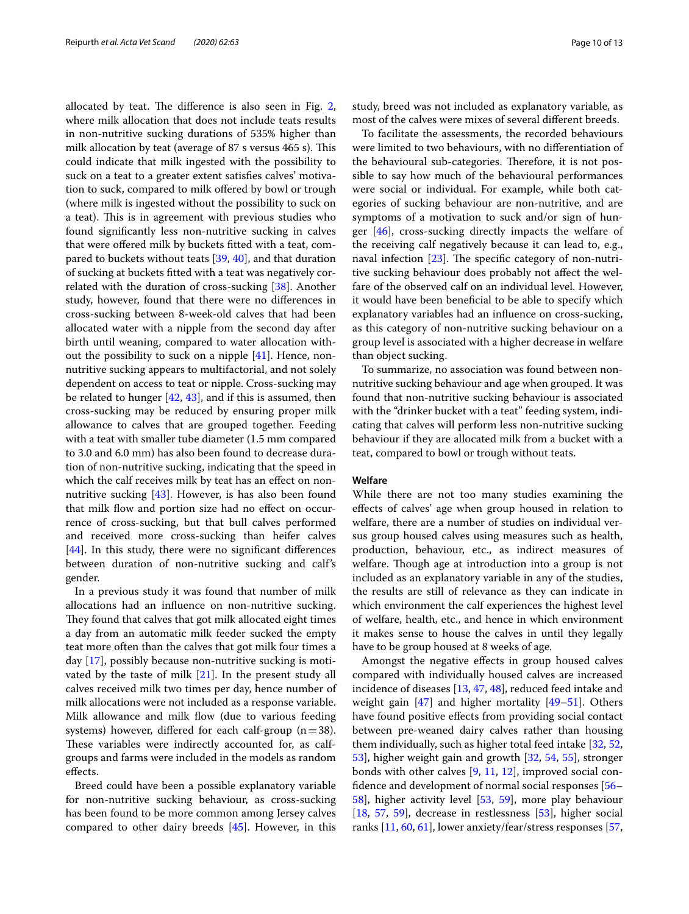allocated by teat. The difference is also seen in Fig. 2, where milk allocation that does not include teats results in non-nutritive sucking durations of 535% higher than milk allocation by teat (average of 87 s versus 465 s). This could indicate that milk ingested with the possibility to suck on a teat to a greater extent satisfies calves' motivation to suck, compared to milk offered by bowl or trough (where milk is ingested without the possibility to suck on a teat). This is in agreement with previous studies who found significantly less non-nutritive sucking in calves that were offered milk by buckets fitted with a teat, compared to buckets without teats [39, 40], and that duration of sucking at buckets fitted with a teat was negatively correlated with the duration of cross-sucking [38]. Another study, however, found that there were no differences in cross-sucking between 8-week-old calves that had been allocated water with a nipple from the second day after birth until weaning, compared to water allocation without the possibility to suck on a nipple [41]. Hence, non-nutritive sucking appears to multifactorial, and not solely dependent on access to teat or nipple. Cross-sucking may be related to hunger [42, 43], and if this is assumed, then cross-sucking may be reduced by ensuring proper milk allowance to calves that are grouped together. Feeding with a teat with smaller tube diameter (1.5 mm compared to 3.0 and 6.0 mm) has also been found to decrease duration of non-nutritive sucking, indicating that the speed in which the calf receives milk by teat has an effect on non-nutritive sucking [43]. However, is has also been found that milk flow and portion size had no effect on occurrence of cross-sucking, but that bull calves performed and received more cross-sucking than heifer calves [44]. In this study, there were no significant differences between duration of non-nutritive sucking and calf's gender.

In a previous study it was found that number of milk allocations had an influence on non-nutritive sucking. They found that calves that got milk allocated eight times a day from an automatic milk feeder sucked the empty teat more often than the calves that got milk four times a day [17], possibly because non-nutritive sucking is motivated by the taste of milk [21]. In the present study all calves received milk two times per day, hence number of milk allocations were not included as a response variable. Milk allowance and milk flow (due to various feeding systems) however, differed for each calf-group (n = 38). These variables were indirectly accounted for, as calf-groups and farms were included in the models as random effects.

Breed could have been a possible explanatory variable for non-nutritive sucking behaviour, as cross-sucking has been found to be more common among Jersey calves compared to other dairy breeds [45]. However, in this study, breed was not included as explanatory variable, as most of the calves were mixes of several different breeds.

To facilitate the assessments, the recorded behaviours were limited to two behaviours, with no differentiation of the behavioural sub-categories. Therefore, it is not possible to say how much of the behavioural performances were social or individual. For example, while both categories of sucking behaviour are non-nutritive, and are symptoms of a motivation to suck and/or sign of hunger [46], cross-sucking directly impacts the welfare of the receiving calf negatively because it can lead to, e.g., naval infection [23]. The specific category of non-nutritive sucking behaviour does probably not affect the welfare of the observed calf on an individual level. However, it would have been beneficial to be able to specify which explanatory variables had an influence on cross-sucking, as this category of non-nutritive sucking behaviour on a group level is associated with a higher decrease in welfare than object sucking.

To summarize, no association was found between non-nutritive sucking behaviour and age when grouped. It was found that non-nutritive sucking behaviour is associated with the "drinker bucket with a teat" feeding system, indicating that calves will perform less non-nutritive sucking behaviour if they are allocated milk from a bucket with a teat, compared to bowl or trough without teats.

### Welfare

While there are not too many studies examining the effects of calves' age when group housed in relation to welfare, there are a number of studies on individual versus group housed calves using measures such as health, production, behaviour, etc., as indirect measures of welfare. Though age at introduction into a group is not included as an explanatory variable in any of the studies, the results are still of relevance as they can indicate in which environment the calf experiences the highest level of welfare, health, etc., and hence in which environment it makes sense to house the calves in until they legally have to be group housed at 8 weeks of age.

Amongst the negative effects in group housed calves compared with individually housed calves are increased incidence of diseases [13, 47, 48], reduced feed intake and weight gain [47] and higher mortality [49–51]. Others have found positive effects from providing social contact between pre-weaned dairy calves rather than housing them individually, such as higher total feed intake [32, 52, 53], higher weight gain and growth [32, 54, 55], stronger bonds with other calves [9, 11, 12], improved social confidence and development of normal social responses [56–58], higher activity level [53, 59], more play behaviour [18, 57, 59], decrease in restlessness [53], higher social ranks [11, 60, 61], lower anxiety/fear/stress responses [57,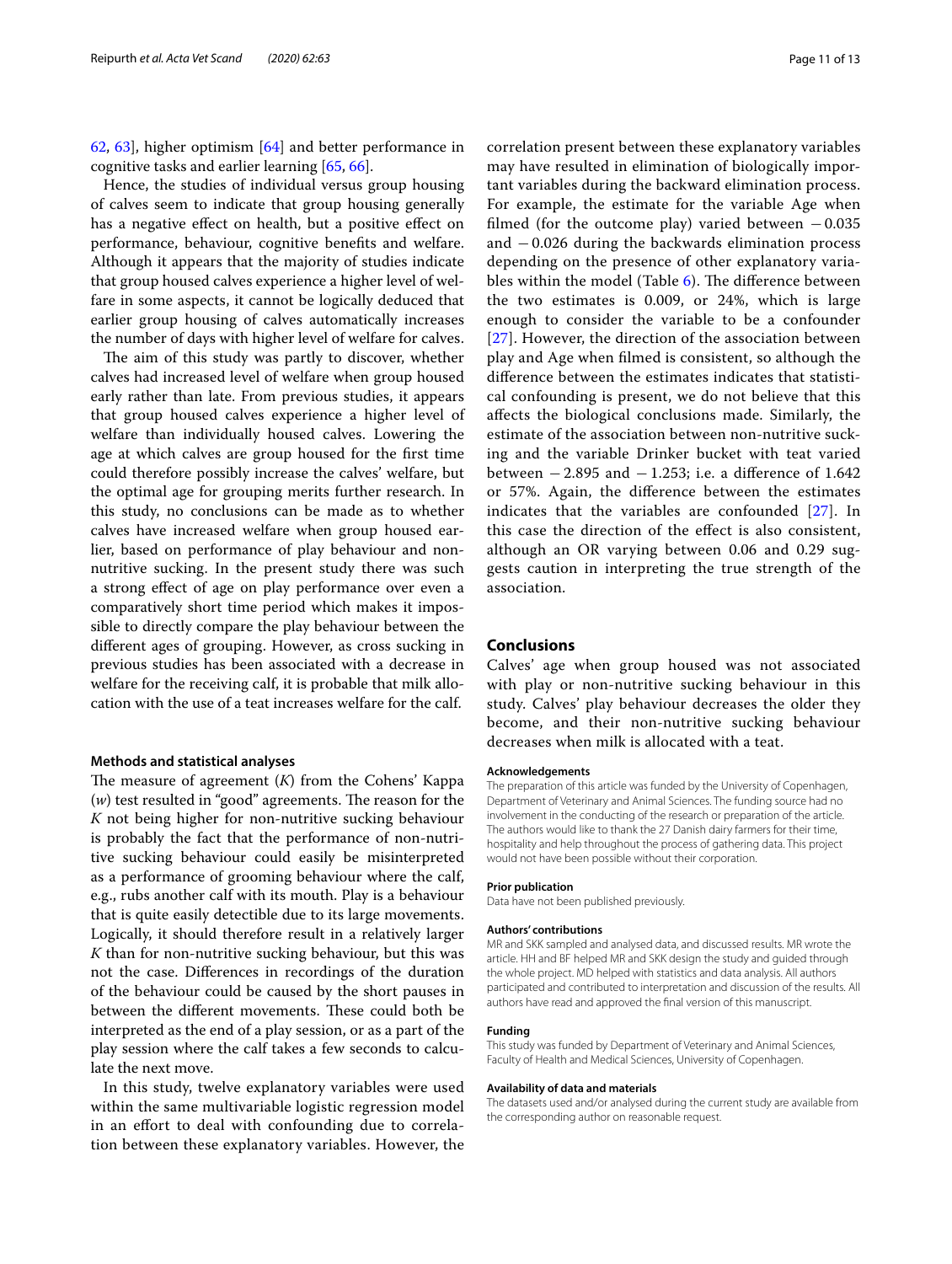62, 63], higher optimism [64] and better performance in cognitive tasks and earlier learning [65, 66].

Hence, the studies of individual versus group housing of calves seem to indicate that group housing generally has a negative effect on health, but a positive effect on performance, behaviour, cognitive benefits and welfare. Although it appears that the majority of studies indicate that group housed calves experience a higher level of welfare in some aspects, it cannot be logically deduced that earlier group housing of calves automatically increases the number of days with higher level of welfare for calves.

The aim of this study was partly to discover, whether calves had increased level of welfare when group housed early rather than late. From previous studies, it appears that group housed calves experience a higher level of welfare than individually housed calves. Lowering the age at which calves are group housed for the first time could therefore possibly increase the calves' welfare, but the optimal age for grouping merits further research. In this study, no conclusions can be made as to whether calves have increased welfare when group housed earlier, based on performance of play behaviour and non-nutritive sucking. In the present study there was such a strong effect of age on play performance over even a comparatively short time period which makes it impossible to directly compare the play behaviour between the different ages of grouping. However, as cross sucking in previous studies has been associated with a decrease in welfare for the receiving calf, it is probable that milk allocation with the use of a teat increases welfare for the calf.

### Methods and statistical analyses

The measure of agreement (*K*) from the Cohens' Kappa (*w*) test resulted in "good" agreements. The reason for the *K* not being higher for non-nutritive sucking behaviour is probably the fact that the performance of non-nutritive sucking behaviour could easily be misinterpreted as a performance of grooming behaviour where the calf, e.g., rubs another calf with its mouth. Play is a behaviour that is quite easily detectible due to its large movements. Logically, it should therefore result in a relatively larger *K* than for non-nutritive sucking behaviour, but this was not the case. Differences in recordings of the duration of the behaviour could be caused by the short pauses in between the different movements. These could both be interpreted as the end of a play session, or as a part of the play session where the calf takes a few seconds to calculate the next move.

In this study, twelve explanatory variables were used within the same multivariable logistic regression model in an effort to deal with confounding due to correlation between these explanatory variables. However, the correlation present between these explanatory variables may have resulted in elimination of biologically important variables during the backward elimination process. For example, the estimate for the variable Age when filmed (for the outcome play) varied between $-0.035$ and $-0.026$ during the backwards elimination process depending on the presence of other explanatory variables within the model (Table 6). The difference between the two estimates is 0.009, or 24%, which is large enough to consider the variable to be a confounder [27]. However, the direction of the association between play and Age when filmed is consistent, so although the difference between the estimates indicates that statistical confounding is present, we do not believe that this affects the biological conclusions made. Similarly, the estimate of the association between non-nutritive sucking and the variable Drinker bucket with teat varied between $-2.895$ and $-1.253$; i.e. a difference of 1.642 or 57%. Again, the difference between the estimates indicates that the variables are confounded [27]. In this case the direction of the effect is also consistent, although an OR varying between 0.06 and 0.29 suggests caution in interpreting the true strength of the association.

## Conclusions

Calves' age when group housed was not associated with play or non-nutritive sucking behaviour in this study. Calves' play behaviour decreases the older they become, and their non-nutritive sucking behaviour decreases when milk is allocated with a teat.

#### Acknowledgements

The preparation of this article was funded by the University of Copenhagen, Department of Veterinary and Animal Sciences. The funding source had no involvement in the conducting of the research or preparation of the article. The authors would like to thank the 27 Danish dairy farmers for their time, hospitality and help throughout the process of gathering data. This project would not have been possible without their corporation.

#### Prior publication

Data have not been published previously.

#### Authors' contributions

MR and SKK sampled and analysed data, and discussed results. MR wrote the article. HH and BF helped MR and SKK design the study and guided through the whole project. MD helped with statistics and data analysis. All authors participated and contributed to interpretation and discussion of the results. All authors have read and approved the final version of this manuscript.

#### Funding

This study was funded by Department of Veterinary and Animal Sciences, Faculty of Health and Medical Sciences, University of Copenhagen.

#### Availability of data and materials

The datasets used and/or analysed during the current study are available from the corresponding author on reasonable request.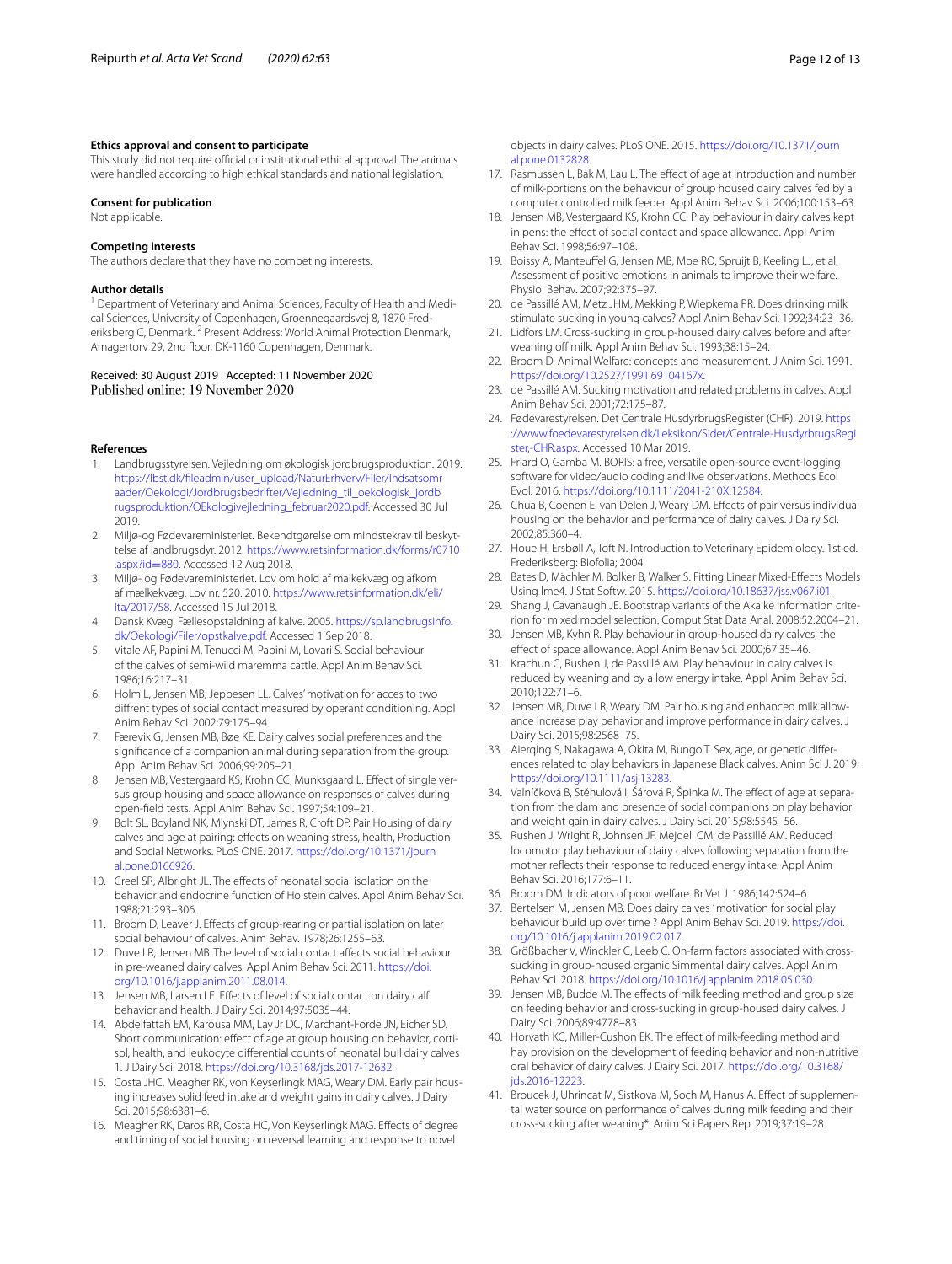### Ethics approval and consent to participate

This study did not require official or institutional ethical approval. The animals were handled according to high ethical standards and national legislation.

### Consent for publication

Not applicable.

### Competing interests

The authors declare that they have no competing interests.

### Author details

[1] Department of Veterinary and Animal Sciences, Faculty of Health and Medical Sciences, University of Copenhagen, Groennegaardsvej 8, 1870 Frederiksberg C, Denmark. [2] Present Address: World Animal Protection Denmark, Amagertorv 29, 2nd floor, DK-1160 Copenhagen, Denmark.

Received: 30 August 2019 Accepted: 11 November 2020
Published online: 19 November 2020

### References

1. Landbrugsstyrelsen. Vejledning om økologisk jordbrugsproduktion. 2019. https://lbst.dk/fileadmin/user_upload/NaturErhverv/Filer/Indsatsomraader/Oekologi/Jordbrugsbedrifter/Vejledning_til_oekologisk_jordbrugsproduktion/OEkologivejledning_februar2020.pdf. Accessed 30 Jul 2019.
2. Miljø-og Fødevareministeriet. Bekendtgørelse om mindstekrav til beskyttelse af landbrugsdyr. 2012. https://www.retsinformation.dk/forms/r0710.aspx?id=880. Accessed 12 Aug 2018.
3. Miljø- og Fødevareministeriet. Lov om hold af malkekvæg og afkom af mælkekvæg. Lov nr. 520. 2010. https://www.retsinformation.dk/eli/lta/2017/58. Accessed 15 Jul 2018.
4. Dansk Kvæg. Fællesopstaldning af kalve. 2005. https://sp.landbrugsinfo.dk/Oekologi/Filer/opstkalve.pdf. Accessed 1 Sep 2018.
5. Vitale AF, Papini M, Tenucci M, Papini M, Lovari S. Social behaviour of the calves of semi-wild maremma cattle. Appl Anim Behav Sci. 1986;16:217–31.
6. Holm L, Jensen MB, Jeppesen LL. Calves' motivation for acces to two diffrent types of social contact measured by operant conditioning. Appl Anim Behav Sci. 2002;79:175–94.
7. Færevik G, Jensen MB, Bøe KE. Dairy calves social preferences and the significance of a companion animal during separation from the group. Appl Anim Behav Sci. 2006;99:205–21.
8. Jensen MB, Vestergaard KS, Krohn CC, Munksgaard L. Effect of single versus group housing and space allowance on responses of calves during open-field tests. Appl Anim Behav Sci. 1997;54:109–21.
9. Bolt SL, Boyland NK, Mlynski DT, James R, Croft DP. Pair Housing of dairy calves and age at pairing: effects on weaning stress, health, Production and Social Networks. PLoS ONE. 2017. https://doi.org/10.1371/journal.pone.0166926.
10. Creel SR, Albright JL. The effects of neonatal social isolation on the behavior and endocrine function of Holstein calves. Appl Anim Behav Sci. 1988;21:293–306.
11. Broom D, Leaver J. Effects of group-rearing or partial isolation on later social behaviour of calves. Anim Behav. 1978;26:1255–63.
12. Duve LR, Jensen MB. The level of social contact affects social behaviour in pre-weaned dairy calves. Appl Anim Behav Sci. 2011. https://doi.org/10.1016/j.applanim.2011.08.014.
13. Jensen MB, Larsen LE. Effects of level of social contact on dairy calf behavior and health. J Dairy Sci. 2014;97:5035–44.
14. Abdelfattah EM, Karousa MM, Lay Jr DC, Marchant-Forde JN, Eicher SD. Short communication: effect of age at group housing on behavior, cortisol, health, and leukocyte differential counts of neonatal bull dairy calves 1. J Dairy Sci. 2018. https://doi.org/10.3168/jds.2017-12632.
15. Costa JHC, Meagher RK, von Keyserlingk MAG, Weary DM. Early pair housing increases solid feed intake and weight gains in dairy calves. J Dairy Sci. 2015;98:6381–6.
16. Meagher RK, Daros RR, Costa HC, Von Keyserlingk MAG. Effects of degree and timing of social housing on reversal learning and response to novel objects in dairy calves. PLoS ONE. 2015. https://doi.org/10.1371/journal.pone.0132828.
17. Rasmussen L, Bak M, Lau L. The effect of age at introduction and number of milk-portions on the behaviour of group housed dairy calves fed by a computer controlled milk feeder. Appl Anim Behav Sci. 2006;100:153–63.
18. Jensen MB, Vestergaard KS, Krohn CC. Play behaviour in dairy calves kept in pens: the effect of social contact and space allowance. Appl Anim Behav Sci. 1998;56:97–108.
19. Boissy A, Manteuffel G, Jensen MB, Moe RO, Spruijt B, Keeling LJ, et al. Assessment of positive emotions in animals to improve their welfare. Physiol Behav. 2007;92:375–97.
20. de Passillé AM, Metz JHM, Mekking P, Wiepkema PR. Does drinking milk stimulate sucking in young calves? Appl Anim Behav Sci. 1992;34:23–36.
21. Lidfors LM. Cross-sucking in group-housed dairy calves before and after weaning off milk. Appl Anim Behav Sci. 1993;38:15–24.
22. Broom D. Animal Welfare: concepts and measurement. J Anim Sci. 1991. https://doi.org/10.2527/1991.69104167x.
23. de Passillé AM. Sucking motivation and related problems in calves. Appl Anim Behav Sci. 2001;72:175–87.
24. Fødevarestyrelsen. Det Centrale HusdyrbrugsRegister (CHR). 2019. https://www.foedevarestyrelsen.dk/Leksikon/Sider/Centrale-HusdyrbrugsRegister,-CHR.aspx. Accessed 10 Mar 2019.
25. Friard O, Gamba M. BORIS: a free, versatile open-source event-logging software for video/audio coding and live observations. Methods Ecol Evol. 2016. https://doi.org/10.1111/2041-210X.12584.
26. Chua B, Coenen E, van Delen J, Weary DM. Effects of pair versus individual housing on the behavior and performance of dairy calves. J Dairy Sci. 2002;85:360–4.
27. Houe H, Ersbøll A, Toft N. Introduction to Veterinary Epidemiology. 1st ed. Frederiksberg: Biofolia; 2004.
28. Bates D, Mächler M, Bolker B, Walker S. Fitting Linear Mixed-Effects Models Using lme4. J Stat Softw. 2015. https://doi.org/10.18637/jss.v067.i01.
29. Shang J, Cavanaugh JE. Bootstrap variants of the Akaike information criterion for mixed model selection. Comput Stat Data Anal. 2008;52:2004–21.
30. Jensen MB, Kyhn R. Play behaviour in group-housed dairy calves, the effect of space allowance. Appl Anim Behav Sci. 2000;67:35–46.
31. Krachun C, Rushen J, de Passillé AM. Play behaviour in dairy calves is reduced by weaning and by a low energy intake. Appl Anim Behav Sci. 2010;122:71–6.
32. Jensen MB, Duve LR, Weary DM. Pair housing and enhanced milk allowance increase play behavior and improve performance in dairy calves. J Dairy Sci. 2015;98:2568–75.
33. Aierqing S, Nakagawa A, Okita M, Bungo T. Sex, age, or genetic differences related to play behaviors in Japanese Black calves. Anim Sci J. 2019. https://doi.org/10.1111/asj.13283.
34. Valníčková B, Stěhulová I, Šárová R, Špinka M. The effect of age at separation from the dam and presence of social companions on play behavior and weight gain in dairy calves. J Dairy Sci. 2015;98:5545–56.
35. Rushen J, Wright R, Johnsen JF, Mejdell CM, de Passillé AM. Reduced locomotor play behaviour of dairy calves following separation from the mother reflects their response to reduced energy intake. Appl Anim Behav Sci. 2016;177:6–11.
36. Broom DM. Indicators of poor welfare. Br Vet J. 1986;142:524–6.
37. Bertelsen M, Jensen MB. Does dairy calves ' motivation for social play behaviour build up over time ? Appl Anim Behav Sci. 2019. https://doi.org/10.1016/j.applanim.2019.02.017.
38. Größbacher V, Winckler C, Leeb C. On-farm factors associated with cross-sucking in group-housed organic Simmental dairy calves. Appl Anim Behav Sci. 2018. https://doi.org/10.1016/j.applanim.2018.05.030.
39. Jensen MB, Budde M. The effects of milk feeding method and group size on feeding behavior and cross-sucking in group-housed dairy calves. J Dairy Sci. 2006;89:4778–83.
40. Horvath KC, Miller-Cushon EK. The effect of milk-feeding method and hay provision on the development of feeding behavior and non-nutritive oral behavior of dairy calves. J Dairy Sci. 2017. https://doi.org/10.3168/jds.2016-12223.
41. Broucek J, Uhrincat M, Sistkova M, Soch M, Hanus A. Effect of supplemental water source on performance of calves during milk feeding and their cross-sucking after weaning*. Anim Sci Papers Rep. 2019;37:19–28.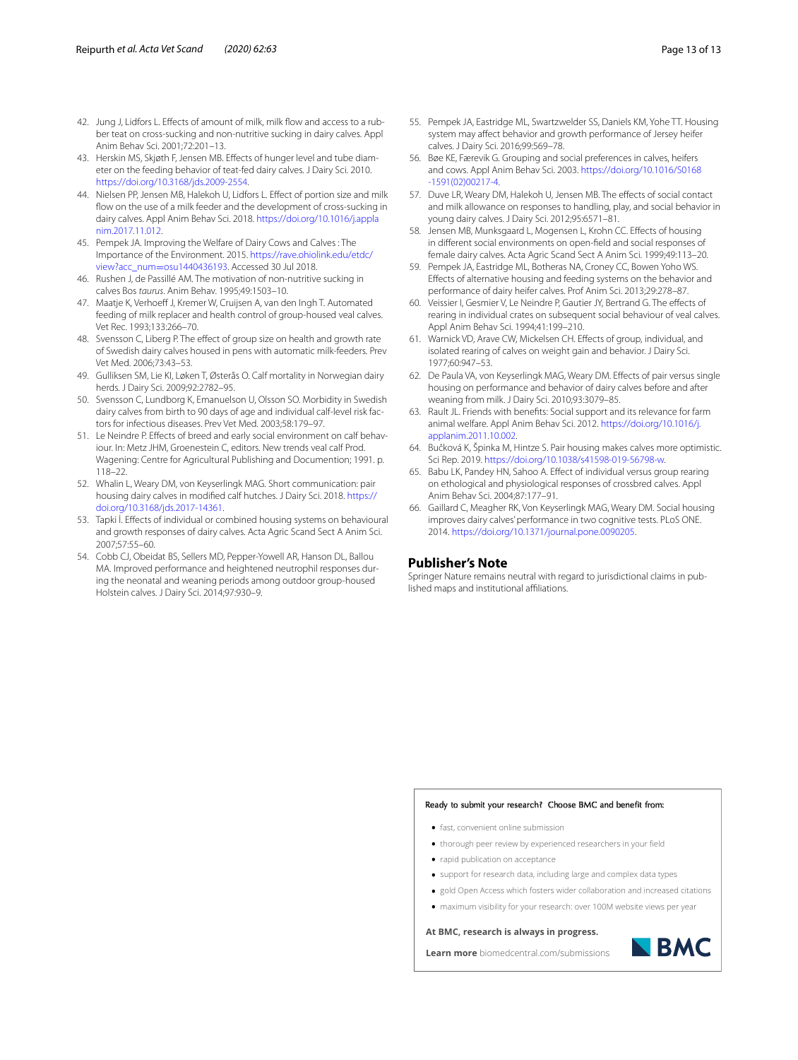42. Jung J, Lidfors L. Effects of amount of milk, milk flow and access to a rubber teat on cross-sucking and non-nutritive sucking in dairy calves. Appl Anim Behav Sci. 2001;72:201–13.
43. Herskin MS, Skjøth F, Jensen MB. Effects of hunger level and tube diameter on the feeding behavior of teat-fed dairy calves. J Dairy Sci. 2010. https://doi.org/10.3168/jds.2009-2554.
44. Nielsen PP, Jensen MB, Halekoh U, Lidfors L. Effect of portion size and milk flow on the use of a milk feeder and the development of cross-sucking in dairy calves. Appl Anim Behav Sci. 2018. https://doi.org/10.1016/j.applanim.2017.11.012.
45. Pempek JA. Improving the Welfare of Dairy Cows and Calves : The Importance of the Environment. 2015. https://rave.ohiolink.edu/etdc/view?acc_num=osu1440436193. Accessed 30 Jul 2018.
46. Rushen J, de Passillé AM. The motivation of non-nutritive sucking in calves Bos *taurus*. Anim Behav. 1995;49:1503–10.
47. Maatje K, Verhoeff J, Kremer W, Cruijsen A, van den Ingh T. Automated feeding of milk replacer and health control of group-housed veal calves. Vet Rec. 1993;133:266–70.
48. Svensson C, Liberg P. The effect of group size on health and growth rate of Swedish dairy calves housed in pens with automatic milk-feeders. Prev Vet Med. 2006;73:43–53.
49. Gulliksen SM, Lie KI, Løken T, Østerås O. Calf mortality in Norwegian dairy herds. J Dairy Sci. 2009;92:2782–95.
50. Svensson C, Lundborg K, Emanuelson U, Olsson SO. Morbidity in Swedish dairy calves from birth to 90 days of age and individual calf-level risk factors for infectious diseases. Prev Vet Med. 2003;58:179–97.
51. Le Neindre P. Effects of breed and early social environment on calf behaviour. In: Metz JHM, Groenestein C, editors. New trends veal calf Prod. Wagening: Centre for Agricultural Publishing and Documention; 1991. p. 118–22.
52. Whalin L, Weary DM, von Keyserlingk MAG. Short communication: pair housing dairy calves in modified calf hutches. J Dairy Sci. 2018. https://doi.org/10.3168/jds.2017-14361.
53. Tapki İ. Effects of individual or combined housing systems on behavioural and growth responses of dairy calves. Acta Agric Scand Sect A Anim Sci. 2007;57:55–60.
54. Cobb CJ, Obeidat BS, Sellers MD, Pepper-Yowell AR, Hanson DL, Ballou MA. Improved performance and heightened neutrophil responses during the neonatal and weaning periods among outdoor group-housed Holstein calves. J Dairy Sci. 2014;97:930–9.
55. Pempek JA, Eastridge ML, Swartzwelder SS, Daniels KM, Yohe TT. Housing system may affect behavior and growth performance of Jersey heifer calves. J Dairy Sci. 2016;99:569–78.
56. Bøe KE, Færevik G. Grouping and social preferences in calves, heifers and cows. Appl Anim Behav Sci. 2003. https://doi.org/10.1016/S0168-1591(02)00217-4.
57. Duve LR, Weary DM, Halekoh U, Jensen MB. The effects of social contact and milk allowance on responses to handling, play, and social behavior in young dairy calves. J Dairy Sci. 2012;95:6571–81.
58. Jensen MB, Munksgaard L, Mogensen L, Krohn CC. Effects of housing in different social environments on open-field and social responses of female dairy calves. Acta Agric Scand Sect A Anim Sci. 1999;49:113–20.
59. Pempek JA, Eastridge ML, Botheras NA, Croney CC, Bowen Yoho WS. Effects of alternative housing and feeding systems on the behavior and performance of dairy heifer calves. Prof Anim Sci. 2013;29:278–87.
60. Veissier I, Gesmier V, Le Neindre P, Gautier JY, Bertrand G. The effects of rearing in individual crates on subsequent social behaviour of veal calves. Appl Anim Behav Sci. 1994;41:199–210.
61. Warnick VD, Arave CW, Mickelsen CH. Effects of group, individual, and isolated rearing of calves on weight gain and behavior. J Dairy Sci. 1977;60:947–53.
62. De Paula VA, von Keyserlingk MAG, Weary DM. Effects of pair versus single housing on performance and behavior of dairy calves before and after weaning from milk. J Dairy Sci. 2010;93:3079–85.
63. Rault JL. Friends with benefits: Social support and its relevance for farm animal welfare. Appl Anim Behav Sci. 2012. https://doi.org/10.1016/j.applanim.2011.10.002.
64. Bučková K, Špinka M, Hintze S. Pair housing makes calves more optimistic. Sci Rep. 2019. https://doi.org/10.1038/s41598-019-56798-w.
65. Babu LK, Pandey HN, Sahoo A. Effect of individual versus group rearing on ethological and physiological responses of crossbred calves. Appl Anim Behav Sci. 2004;87:177–91.
66. Gaillard C, Meagher RK, Von Keyserlingk MAG, Weary DM. Social housing improves dairy calves' performance in two cognitive tests. PLoS ONE. 2014. https://doi.org/10.1371/journal.pone.0090205.

## Publisher's Note

Springer Nature remains neutral with regard to jurisdictional claims in published maps and institutional affiliations.

Ready to submit your research? Choose BMC and benefit from:

- fast, convenient online submission
- thorough peer review by experienced researchers in your field
- rapid publication on acceptance
- support for research data, including large and complex data types
- gold Open Access which fosters wider collaboration and increased citations
- maximum visibility for your research: over 100M website views per year

**At BMC, research is always in progress.**

**Learn more** biomedcentral.com/submissions

BMC